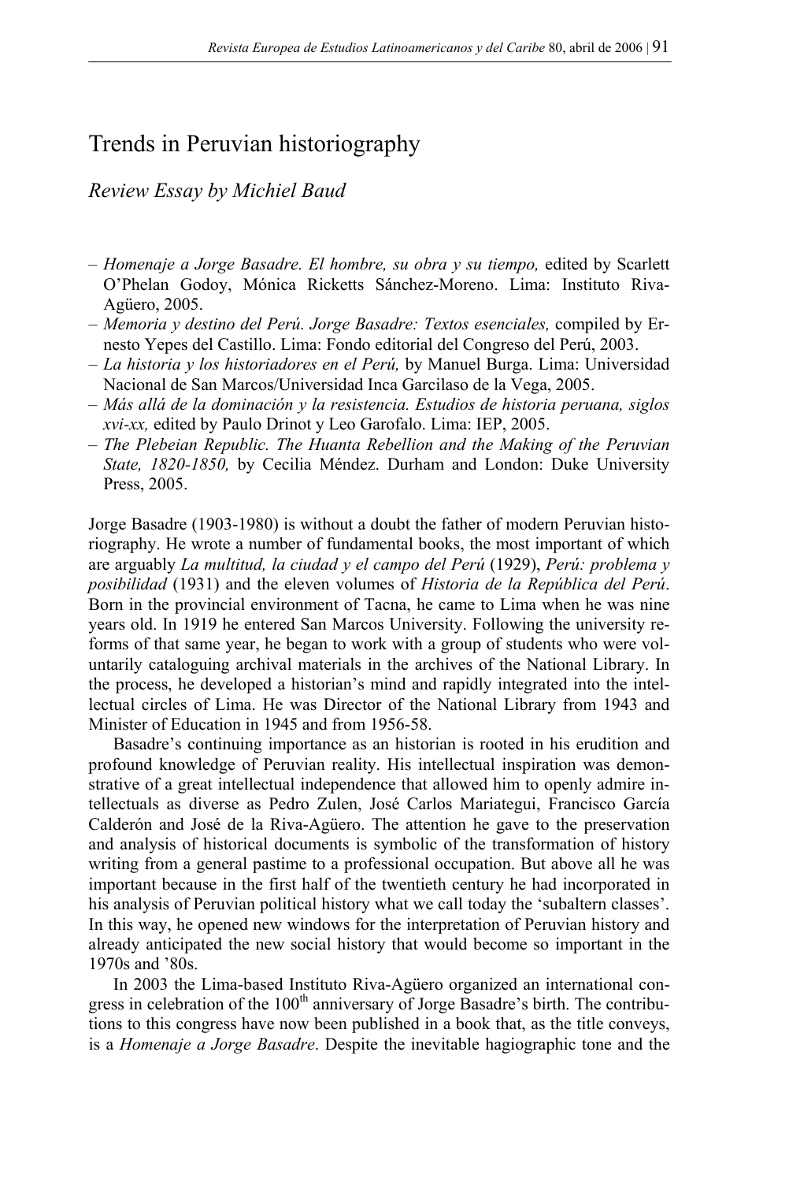# Trends in Peruvian historiography

*Review Essay by Michiel Baud*

- *Homenaje a Jorge Basadre. El hombre, su obra y su tiempo,* edited by Scarlett O'Phelan Godoy, Mónica Ricketts Sánchez-Moreno. Lima: Instituto Riva-Agüero, 2005.
- *Memoria y destino del Perú. Jorge Basadre: Textos esenciales,* compiled by Ernesto Yepes del Castillo. Lima: Fondo editorial del Congreso del Perú, 2003.
- *La historia y los historiadores en el Perú,* by Manuel Burga. Lima: Universidad Nacional de San Marcos/Universidad Inca Garcilaso de la Vega, 2005.
- *Más allá de la dominación y la resistencia. Estudios de historia peruana, siglos xvi-xx,* edited by Paulo Drinot y Leo Garofalo. Lima: IEP, 2005.
- *The Plebeian Republic. The Huanta Rebellion and the Making of the Peruvian State, 1820-1850,* by Cecilia Méndez. Durham and London: Duke University Press, 2005.

Jorge Basadre (1903-1980) is without a doubt the father of modern Peruvian historiography. He wrote a number of fundamental books, the most important of which are arguably *La multitud, la ciudad y el campo del Perú* (1929), *Perú: problema y posibilidad* (1931) and the eleven volumes of *Historia de la República del Perú*. Born in the provincial environment of Tacna, he came to Lima when he was nine years old. In 1919 he entered San Marcos University. Following the university reforms of that same year, he began to work with a group of students who were voluntarily cataloguing archival materials in the archives of the National Library. In the process, he developed a historian's mind and rapidly integrated into the intellectual circles of Lima. He was Director of the National Library from 1943 and Minister of Education in 1945 and from 1956-58.

Basadre's continuing importance as an historian is rooted in his erudition and profound knowledge of Peruvian reality. His intellectual inspiration was demonstrative of a great intellectual independence that allowed him to openly admire intellectuals as diverse as Pedro Zulen, José Carlos Mariategui, Francisco García Calderón and José de la Riva-Agüero. The attention he gave to the preservation and analysis of historical documents is symbolic of the transformation of history writing from a general pastime to a professional occupation. But above all he was important because in the first half of the twentieth century he had incorporated in his analysis of Peruvian political history what we call today the 'subaltern classes'. In this way, he opened new windows for the interpretation of Peruvian history and already anticipated the new social history that would become so important in the 1970s and '80s.

In 2003 the Lima-based Instituto Riva-Agüero organized an international congress in celebration of the 100th anniversary of Jorge Basadre's birth. The contributions to this congress have now been published in a book that, as the title conveys, is a *Homenaje a Jorge Basadre*. Despite the inevitable hagiographic tone and the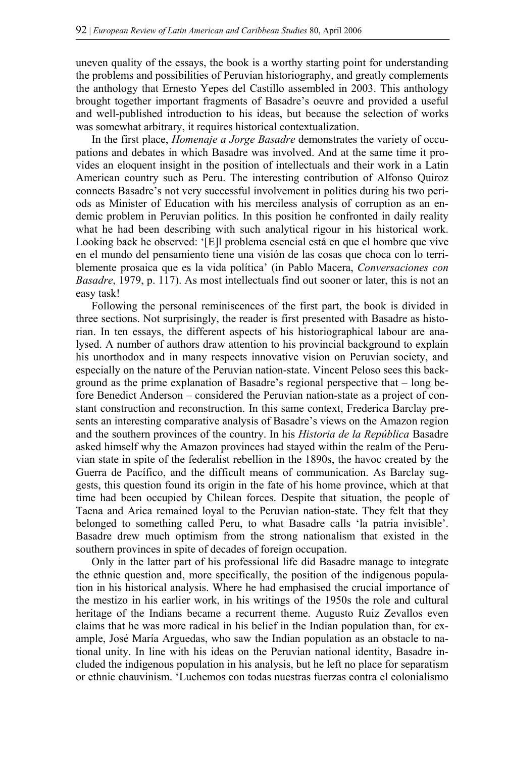uneven quality of the essays, the book is a worthy starting point for understanding the problems and possibilities of Peruvian historiography, and greatly complements the anthology that Ernesto Yepes del Castillo assembled in 2003. This anthology brought together important fragments of Basadre's oeuvre and provided a useful and well-published introduction to his ideas, but because the selection of works was somewhat arbitrary, it requires historical contextualization.

In the first place, *Homenaje a Jorge Basadre* demonstrates the variety of occupations and debates in which Basadre was involved. And at the same time it provides an eloquent insight in the position of intellectuals and their work in a Latin American country such as Peru. The interesting contribution of Alfonso Quiroz connects Basadre's not very successful involvement in politics during his two periods as Minister of Education with his merciless analysis of corruption as an endemic problem in Peruvian politics. In this position he confronted in daily reality what he had been describing with such analytical rigour in his historical work. Looking back he observed: '[E]l problema esencial está en que el hombre que vive en el mundo del pensamiento tiene una visión de las cosas que choca con lo terriblemente prosaica que es la vida política' (in Pablo Macera, *Conversaciones con Basadre*, 1979, p. 117). As most intellectuals find out sooner or later, this is not an easy task!

Following the personal reminiscences of the first part, the book is divided in three sections. Not surprisingly, the reader is first presented with Basadre as historian. In ten essays, the different aspects of his historiographical labour are analysed. A number of authors draw attention to his provincial background to explain his unorthodox and in many respects innovative vision on Peruvian society, and especially on the nature of the Peruvian nation-state. Vincent Peloso sees this background as the prime explanation of Basadre's regional perspective that – long before Benedict Anderson – considered the Peruvian nation-state as a project of constant construction and reconstruction. In this same context, Frederica Barclay presents an interesting comparative analysis of Basadre's views on the Amazon region and the southern provinces of the country. In his *Historia de la República* Basadre asked himself why the Amazon provinces had stayed within the realm of the Peruvian state in spite of the federalist rebellion in the 1890s, the havoc created by the Guerra de Pacífico, and the difficult means of communication. As Barclay suggests, this question found its origin in the fate of his home province, which at that time had been occupied by Chilean forces. Despite that situation, the people of Tacna and Arica remained loyal to the Peruvian nation-state. They felt that they belonged to something called Peru, to what Basadre calls 'la patria invisible'. Basadre drew much optimism from the strong nationalism that existed in the southern provinces in spite of decades of foreign occupation.

Only in the latter part of his professional life did Basadre manage to integrate the ethnic question and, more specifically, the position of the indigenous population in his historical analysis. Where he had emphasised the crucial importance of the mestizo in his earlier work, in his writings of the 1950s the role and cultural heritage of the Indians became a recurrent theme. Augusto Ruiz Zevallos even claims that he was more radical in his belief in the Indian population than, for example, José María Arguedas, who saw the Indian population as an obstacle to national unity. In line with his ideas on the Peruvian national identity, Basadre included the indigenous population in his analysis, but he left no place for separatism or ethnic chauvinism. 'Luchemos con todas nuestras fuerzas contra el colonialismo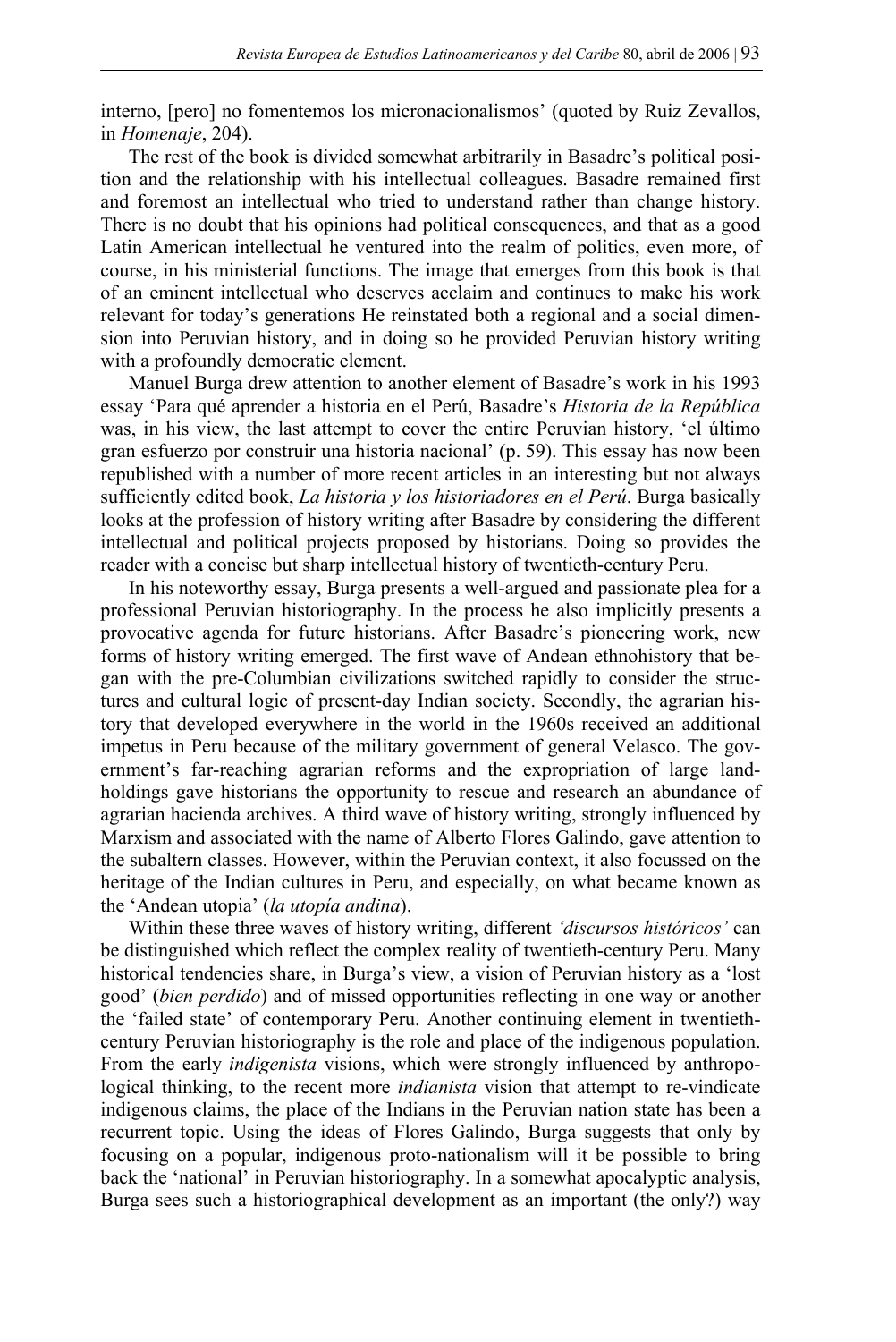interno, [pero] no fomentemos los micronacionalismos' (quoted by Ruiz Zevallos, in *Homenaje*, 204).

The rest of the book is divided somewhat arbitrarily in Basadre's political position and the relationship with his intellectual colleagues. Basadre remained first and foremost an intellectual who tried to understand rather than change history. There is no doubt that his opinions had political consequences, and that as a good Latin American intellectual he ventured into the realm of politics, even more, of course, in his ministerial functions. The image that emerges from this book is that of an eminent intellectual who deserves acclaim and continues to make his work relevant for today's generations He reinstated both a regional and a social dimension into Peruvian history, and in doing so he provided Peruvian history writing with a profoundly democratic element.

Manuel Burga drew attention to another element of Basadre's work in his 1993 essay 'Para qué aprender a historia en el Perú, Basadre's *Historia de la República* was, in his view, the last attempt to cover the entire Peruvian history, 'el último gran esfuerzo por construir una historia nacional' (p. 59). This essay has now been republished with a number of more recent articles in an interesting but not always sufficiently edited book, *La historia y los historiadores en el Perú*. Burga basically looks at the profession of history writing after Basadre by considering the different intellectual and political projects proposed by historians. Doing so provides the reader with a concise but sharp intellectual history of twentieth-century Peru.

In his noteworthy essay, Burga presents a well-argued and passionate plea for a professional Peruvian historiography. In the process he also implicitly presents a provocative agenda for future historians. After Basadre's pioneering work, new forms of history writing emerged. The first wave of Andean ethnohistory that began with the pre-Columbian civilizations switched rapidly to consider the structures and cultural logic of present-day Indian society. Secondly, the agrarian history that developed everywhere in the world in the 1960s received an additional impetus in Peru because of the military government of general Velasco. The government's far-reaching agrarian reforms and the expropriation of large landholdings gave historians the opportunity to rescue and research an abundance of agrarian hacienda archives. A third wave of history writing, strongly influenced by Marxism and associated with the name of Alberto Flores Galindo, gave attention to the subaltern classes. However, within the Peruvian context, it also focussed on the heritage of the Indian cultures in Peru, and especially, on what became known as the 'Andean utopia' (*la utopía andina*).

Within these three waves of history writing, different *'discursos históricos'* can be distinguished which reflect the complex reality of twentieth-century Peru. Many historical tendencies share, in Burga's view, a vision of Peruvian history as a 'lost good' (*bien perdido*) and of missed opportunities reflecting in one way or another the 'failed state' of contemporary Peru. Another continuing element in twentieth-century Peruvian historiography is the role and place of the indigenous population. From the early *indigenista* visions, which were strongly influenced by anthropological thinking, to the recent more *indianista* vision that attempt to re-vindicate indigenous claims, the place of the Indians in the Peruvian nation state has been a recurrent topic. Using the ideas of Flores Galindo, Burga suggests that only by focusing on a popular, indigenous proto-nationalism will it be possible to bring back the 'national' in Peruvian historiography. In a somewhat apocalyptic analysis, Burga sees such a historiographical development as an important (the only?) way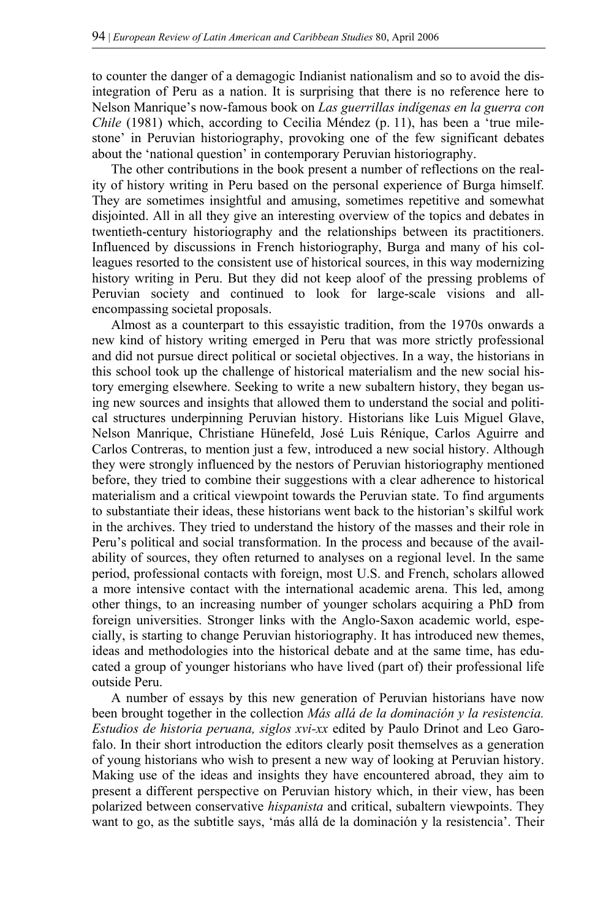to counter the danger of a demagogic Indianist nationalism and so to avoid the disintegration of Peru as a nation. It is surprising that there is no reference here to Nelson Manrique's now-famous book on *Las guerrillas indígenas en la guerra con Chile* (1981) which, according to Cecilia Méndez (p. 11), has been a 'true milestone' in Peruvian historiography, provoking one of the few significant debates about the 'national question' in contemporary Peruvian historiography.

The other contributions in the book present a number of reflections on the reality of history writing in Peru based on the personal experience of Burga himself. They are sometimes insightful and amusing, sometimes repetitive and somewhat disjointed. All in all they give an interesting overview of the topics and debates in twentieth-century historiography and the relationships between its practitioners. Influenced by discussions in French historiography, Burga and many of his colleagues resorted to the consistent use of historical sources, in this way modernizing history writing in Peru. But they did not keep aloof of the pressing problems of Peruvian society and continued to look for large-scale visions and all-encompassing societal proposals.

Almost as a counterpart to this essayistic tradition, from the 1970s onwards a new kind of history writing emerged in Peru that was more strictly professional and did not pursue direct political or societal objectives. In a way, the historians in this school took up the challenge of historical materialism and the new social history emerging elsewhere. Seeking to write a new subaltern history, they began using new sources and insights that allowed them to understand the social and political structures underpinning Peruvian history. Historians like Luis Miguel Glave, Nelson Manrique, Christiane Hünefeld, José Luis Rénique, Carlos Aguirre and Carlos Contreras, to mention just a few, introduced a new social history. Although they were strongly influenced by the nestors of Peruvian historiography mentioned before, they tried to combine their suggestions with a clear adherence to historical materialism and a critical viewpoint towards the Peruvian state. To find arguments to substantiate their ideas, these historians went back to the historian's skilful work in the archives. They tried to understand the history of the masses and their role in Peru's political and social transformation. In the process and because of the availability of sources, they often returned to analyses on a regional level. In the same period, professional contacts with foreign, most U.S. and French, scholars allowed a more intensive contact with the international academic arena. This led, among other things, to an increasing number of younger scholars acquiring a PhD from foreign universities. Stronger links with the Anglo-Saxon academic world, especially, is starting to change Peruvian historiography. It has introduced new themes, ideas and methodologies into the historical debate and at the same time, has educated a group of younger historians who have lived (part of) their professional life outside Peru.

A number of essays by this new generation of Peruvian historians have now been brought together in the collection *Más allá de la dominación y la resistencia. Estudios de historia peruana, siglos xvi-xx* edited by Paulo Drinot and Leo Garofalo. In their short introduction the editors clearly posit themselves as a generation of young historians who wish to present a new way of looking at Peruvian history. Making use of the ideas and insights they have encountered abroad, they aim to present a different perspective on Peruvian history which, in their view, has been polarized between conservative *hispanista* and critical, subaltern viewpoints. They want to go, as the subtitle says, 'más allá de la dominación y la resistencia'. Their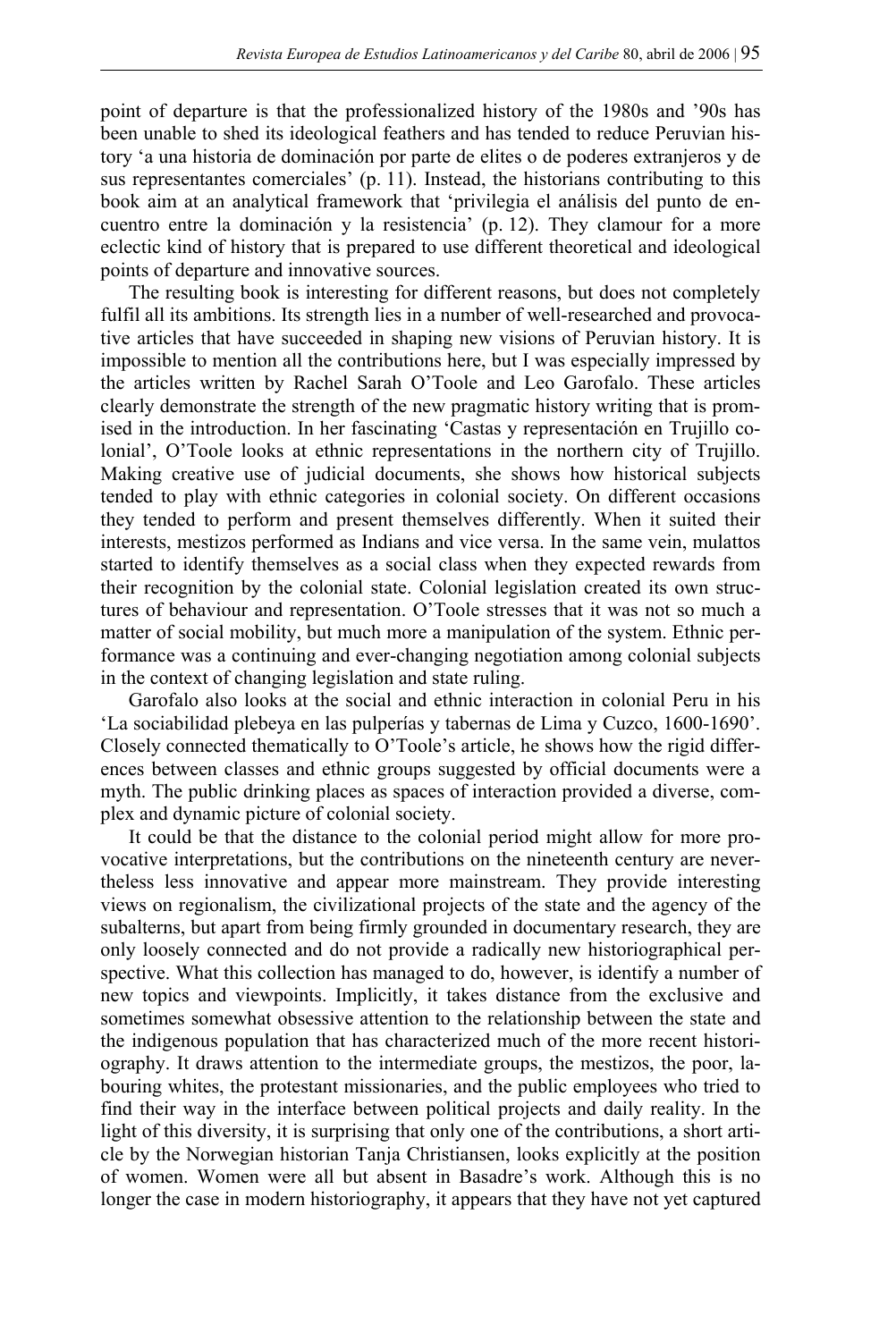point of departure is that the professionalized history of the 1980s and '90s has been unable to shed its ideological feathers and has tended to reduce Peruvian history 'a una historia de dominación por parte de elites o de poderes extranjeros y de sus representantes comerciales' (p. 11). Instead, the historians contributing to this book aim at an analytical framework that 'privilegia el análisis del punto de encuentro entre la dominación y la resistencia' (p. 12). They clamour for a more eclectic kind of history that is prepared to use different theoretical and ideological points of departure and innovative sources.

The resulting book is interesting for different reasons, but does not completely fulfil all its ambitions. Its strength lies in a number of well-researched and provocative articles that have succeeded in shaping new visions of Peruvian history. It is impossible to mention all the contributions here, but I was especially impressed by the articles written by Rachel Sarah O'Toole and Leo Garofalo. These articles clearly demonstrate the strength of the new pragmatic history writing that is promised in the introduction. In her fascinating 'Castas y representación en Trujillo colonial', O'Toole looks at ethnic representations in the northern city of Trujillo. Making creative use of judicial documents, she shows how historical subjects tended to play with ethnic categories in colonial society. On different occasions they tended to perform and present themselves differently. When it suited their interests, mestizos performed as Indians and vice versa. In the same vein, mulattos started to identify themselves as a social class when they expected rewards from their recognition by the colonial state. Colonial legislation created its own structures of behaviour and representation. O'Toole stresses that it was not so much a matter of social mobility, but much more a manipulation of the system. Ethnic performance was a continuing and ever-changing negotiation among colonial subjects in the context of changing legislation and state ruling.

Garofalo also looks at the social and ethnic interaction in colonial Peru in his 'La sociabilidad plebeya en las pulperías y tabernas de Lima y Cuzco, 1600-1690'. Closely connected thematically to O'Toole's article, he shows how the rigid differences between classes and ethnic groups suggested by official documents were a myth. The public drinking places as spaces of interaction provided a diverse, complex and dynamic picture of colonial society.

It could be that the distance to the colonial period might allow for more provocative interpretations, but the contributions on the nineteenth century are nevertheless less innovative and appear more mainstream. They provide interesting views on regionalism, the civilizational projects of the state and the agency of the subalterns, but apart from being firmly grounded in documentary research, they are only loosely connected and do not provide a radically new historiographical perspective. What this collection has managed to do, however, is identify a number of new topics and viewpoints. Implicitly, it takes distance from the exclusive and sometimes somewhat obsessive attention to the relationship between the state and the indigenous population that has characterized much of the more recent historiography. It draws attention to the intermediate groups, the mestizos, the poor, labouring whites, the protestant missionaries, and the public employees who tried to find their way in the interface between political projects and daily reality. In the light of this diversity, it is surprising that only one of the contributions, a short article by the Norwegian historian Tanja Christiansen, looks explicitly at the position of women. Women were all but absent in Basadre's work. Although this is no longer the case in modern historiography, it appears that they have not yet captured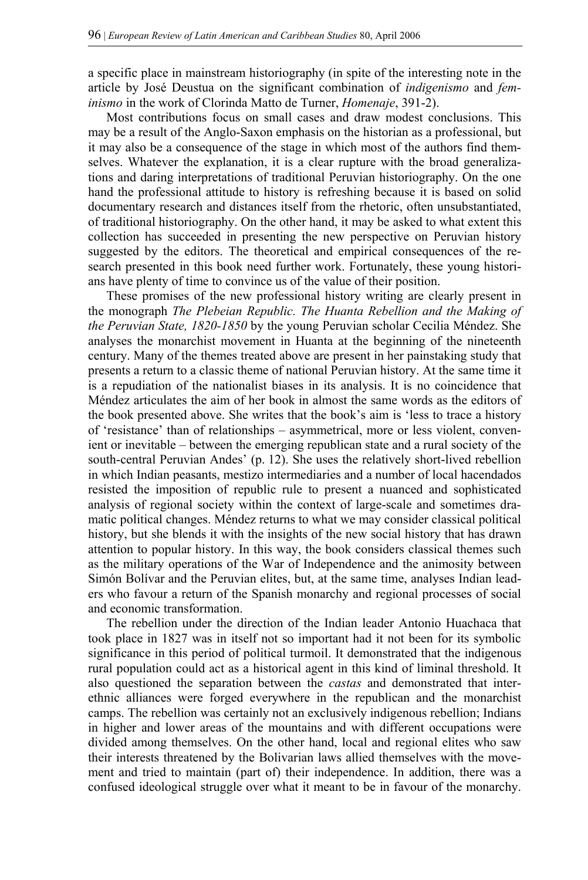a specific place in mainstream historiography (in spite of the interesting note in the article by José Deustua on the significant combination of *indigenismo* and *feminismo* in the work of Clorinda Matto de Turner, *Homenaje*, 391-2).

Most contributions focus on small cases and draw modest conclusions. This may be a result of the Anglo-Saxon emphasis on the historian as a professional, but it may also be a consequence of the stage in which most of the authors find themselves. Whatever the explanation, it is a clear rupture with the broad generalizations and daring interpretations of traditional Peruvian historiography. On the one hand the professional attitude to history is refreshing because it is based on solid documentary research and distances itself from the rhetoric, often unsubstantiated, of traditional historiography. On the other hand, it may be asked to what extent this collection has succeeded in presenting the new perspective on Peruvian history suggested by the editors. The theoretical and empirical consequences of the research presented in this book need further work. Fortunately, these young historians have plenty of time to convince us of the value of their position.

These promises of the new professional history writing are clearly present in the monograph *The Plebeian Republic. The Huanta Rebellion and the Making of the Peruvian State, 1820-1850* by the young Peruvian scholar Cecilia Méndez. She analyses the monarchist movement in Huanta at the beginning of the nineteenth century. Many of the themes treated above are present in her painstaking study that presents a return to a classic theme of national Peruvian history. At the same time it is a repudiation of the nationalist biases in its analysis. It is no coincidence that Méndez articulates the aim of her book in almost the same words as the editors of the book presented above. She writes that the book's aim is 'less to trace a history of 'resistance' than of relationships – asymmetrical, more or less violent, convenient or inevitable – between the emerging republican state and a rural society of the south-central Peruvian Andes' (p. 12). She uses the relatively short-lived rebellion in which Indian peasants, mestizo intermediaries and a number of local hacendados resisted the imposition of republic rule to present a nuanced and sophisticated analysis of regional society within the context of large-scale and sometimes dramatic political changes. Méndez returns to what we may consider classical political history, but she blends it with the insights of the new social history that has drawn attention to popular history. In this way, the book considers classical themes such as the military operations of the War of Independence and the animosity between Simón Bolívar and the Peruvian elites, but, at the same time, analyses Indian leaders who favour a return of the Spanish monarchy and regional processes of social and economic transformation.

The rebellion under the direction of the Indian leader Antonio Huachaca that took place in 1827 was in itself not so important had it not been for its symbolic significance in this period of political turmoil. It demonstrated that the indigenous rural population could act as a historical agent in this kind of liminal threshold. It also questioned the separation between the *castas* and demonstrated that interethnic alliances were forged everywhere in the republican and the monarchist camps. The rebellion was certainly not an exclusively indigenous rebellion; Indians in higher and lower areas of the mountains and with different occupations were divided among themselves. On the other hand, local and regional elites who saw their interests threatened by the Bolivarian laws allied themselves with the movement and tried to maintain (part of) their independence. In addition, there was a confused ideological struggle over what it meant to be in favour of the monarchy.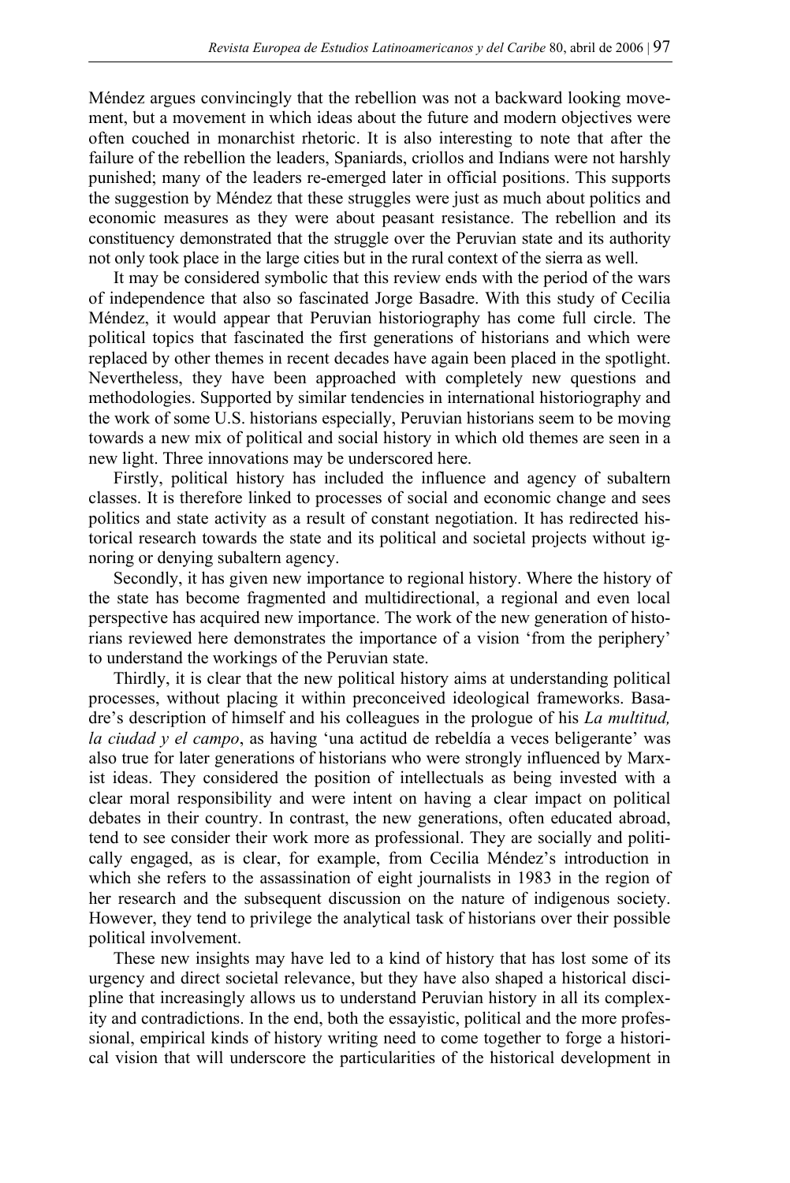Méndez argues convincingly that the rebellion was not a backward looking movement, but a movement in which ideas about the future and modern objectives were often couched in monarchist rhetoric. It is also interesting to note that after the failure of the rebellion the leaders, Spaniards, criollos and Indians were not harshly punished; many of the leaders re-emerged later in official positions. This supports the suggestion by Méndez that these struggles were just as much about politics and economic measures as they were about peasant resistance. The rebellion and its constituency demonstrated that the struggle over the Peruvian state and its authority not only took place in the large cities but in the rural context of the sierra as well.

It may be considered symbolic that this review ends with the period of the wars of independence that also so fascinated Jorge Basadre. With this study of Cecilia Méndez, it would appear that Peruvian historiography has come full circle. The political topics that fascinated the first generations of historians and which were replaced by other themes in recent decades have again been placed in the spotlight. Nevertheless, they have been approached with completely new questions and methodologies. Supported by similar tendencies in international historiography and the work of some U.S. historians especially, Peruvian historians seem to be moving towards a new mix of political and social history in which old themes are seen in a new light. Three innovations may be underscored here.

Firstly, political history has included the influence and agency of subaltern classes. It is therefore linked to processes of social and economic change and sees politics and state activity as a result of constant negotiation. It has redirected historical research towards the state and its political and societal projects without ignoring or denying subaltern agency.

Secondly, it has given new importance to regional history. Where the history of the state has become fragmented and multidirectional, a regional and even local perspective has acquired new importance. The work of the new generation of historians reviewed here demonstrates the importance of a vision 'from the periphery' to understand the workings of the Peruvian state.

Thirdly, it is clear that the new political history aims at understanding political processes, without placing it within preconceived ideological frameworks. Basadre's description of himself and his colleagues in the prologue of his *La multitud, la ciudad y el campo*, as having 'una actitud de rebeldía a veces beligerante' was also true for later generations of historians who were strongly influenced by Marxist ideas. They considered the position of intellectuals as being invested with a clear moral responsibility and were intent on having a clear impact on political debates in their country. In contrast, the new generations, often educated abroad, tend to see consider their work more as professional. They are socially and politically engaged, as is clear, for example, from Cecilia Méndez's introduction in which she refers to the assassination of eight journalists in 1983 in the region of her research and the subsequent discussion on the nature of indigenous society. However, they tend to privilege the analytical task of historians over their possible political involvement.

These new insights may have led to a kind of history that has lost some of its urgency and direct societal relevance, but they have also shaped a historical discipline that increasingly allows us to understand Peruvian history in all its complexity and contradictions. In the end, both the essayistic, political and the more professional, empirical kinds of history writing need to come together to forge a historical vision that will underscore the particularities of the historical development in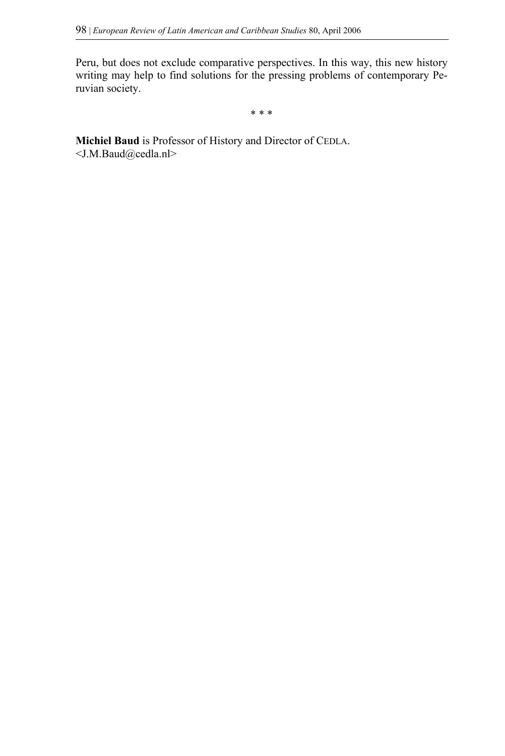Peru, but does not exclude comparative perspectives. In this way, this new history writing may help to find solutions for the pressing problems of contemporary Peruvian society.

* * *

**Michiel Baud** is Professor of History and Director of CEDLA.
<J.M.Baud@cedla.nl>